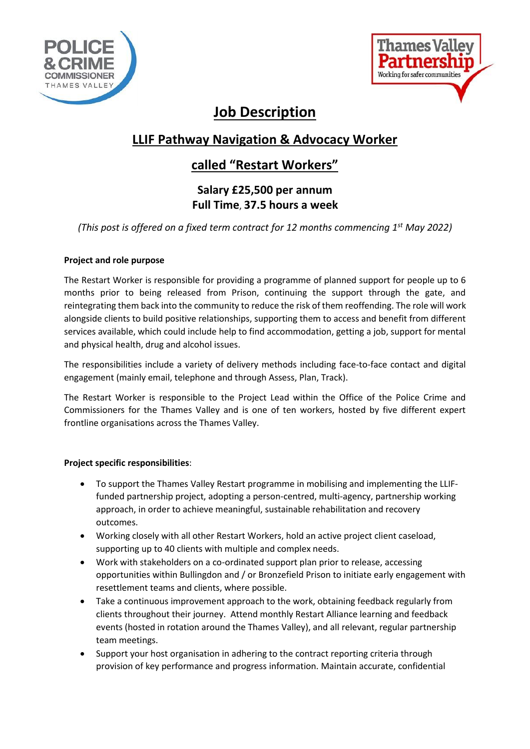# Job Description

## LLIF Pathway Navigation & Advocacy Worker

## called "Restart Workers"

**Salary £25,500 per annum**
**Full Time, 37.5 hours a week**

*(This post is offered on a fixed term contract for 12 months commencing 1st May 2022)*

**Project and role purpose**

The Restart Worker is responsible for providing a programme of planned support for people up to 6 months prior to being released from Prison, continuing the support through the gate, and reintegrating them back into the community to reduce the risk of them reoffending. The role will work alongside clients to build positive relationships, supporting them to access and benefit from different services available, which could include help to find accommodation, getting a job, support for mental and physical health, drug and alcohol issues.

The responsibilities include a variety of delivery methods including face-to-face contact and digital engagement (mainly email, telephone and through Assess, Plan, Track).

The Restart Worker is responsible to the Project Lead within the Office of the Police Crime and Commissioners for the Thames Valley and is one of ten workers, hosted by five different expert frontline organisations across the Thames Valley.

**Project specific responsibilities**:

- To support the Thames Valley Restart programme in mobilising and implementing the LLIF-funded partnership project, adopting a person-centred, multi-agency, partnership working approach, in order to achieve meaningful, sustainable rehabilitation and recovery outcomes.
- Working closely with all other Restart Workers, hold an active project client caseload, supporting up to 40 clients with multiple and complex needs.
- Work with stakeholders on a co-ordinated support plan prior to release, accessing opportunities within Bullingdon and / or Bronzefield Prison to initiate early engagement with resettlement teams and clients, where possible.
- Take a continuous improvement approach to the work, obtaining feedback regularly from clients throughout their journey. Attend monthly Restart Alliance learning and feedback events (hosted in rotation around the Thames Valley), and all relevant, regular partnership team meetings.
- Support your host organisation in adhering to the contract reporting criteria through provision of key performance and progress information. Maintain accurate, confidential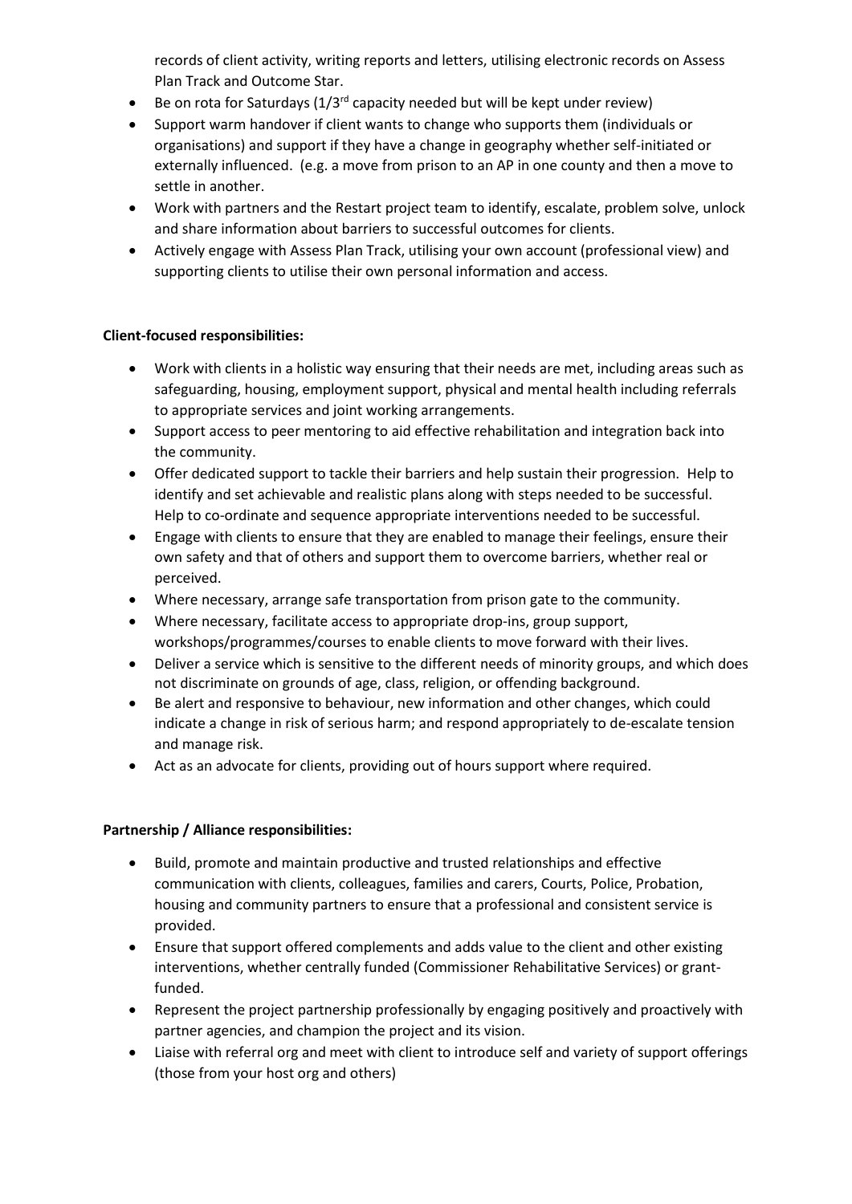records of client activity, writing reports and letters, utilising electronic records on Assess Plan Track and Outcome Star.

- Be on rota for Saturdays (1/3rd capacity needed but will be kept under review)
- Support warm handover if client wants to change who supports them (individuals or organisations) and support if they have a change in geography whether self-initiated or externally influenced. (e.g. a move from prison to an AP in one county and then a move to settle in another.
- Work with partners and the Restart project team to identify, escalate, problem solve, unlock and share information about barriers to successful outcomes for clients.
- Actively engage with Assess Plan Track, utilising your own account (professional view) and supporting clients to utilise their own personal information and access.

**Client-focused responsibilities:**

- Work with clients in a holistic way ensuring that their needs are met, including areas such as safeguarding, housing, employment support, physical and mental health including referrals to appropriate services and joint working arrangements.
- Support access to peer mentoring to aid effective rehabilitation and integration back into the community.
- Offer dedicated support to tackle their barriers and help sustain their progression. Help to identify and set achievable and realistic plans along with steps needed to be successful. Help to co-ordinate and sequence appropriate interventions needed to be successful.
- Engage with clients to ensure that they are enabled to manage their feelings, ensure their own safety and that of others and support them to overcome barriers, whether real or perceived.
- Where necessary, arrange safe transportation from prison gate to the community.
- Where necessary, facilitate access to appropriate drop-ins, group support, workshops/programmes/courses to enable clients to move forward with their lives.
- Deliver a service which is sensitive to the different needs of minority groups, and which does not discriminate on grounds of age, class, religion, or offending background.
- Be alert and responsive to behaviour, new information and other changes, which could indicate a change in risk of serious harm; and respond appropriately to de-escalate tension and manage risk.
- Act as an advocate for clients, providing out of hours support where required.

**Partnership / Alliance responsibilities:**

- Build, promote and maintain productive and trusted relationships and effective communication with clients, colleagues, families and carers, Courts, Police, Probation, housing and community partners to ensure that a professional and consistent service is provided.
- Ensure that support offered complements and adds value to the client and other existing interventions, whether centrally funded (Commissioner Rehabilitative Services) or grant-funded.
- Represent the project partnership professionally by engaging positively and proactively with partner agencies, and champion the project and its vision.
- Liaise with referral org and meet with client to introduce self and variety of support offerings (those from your host org and others)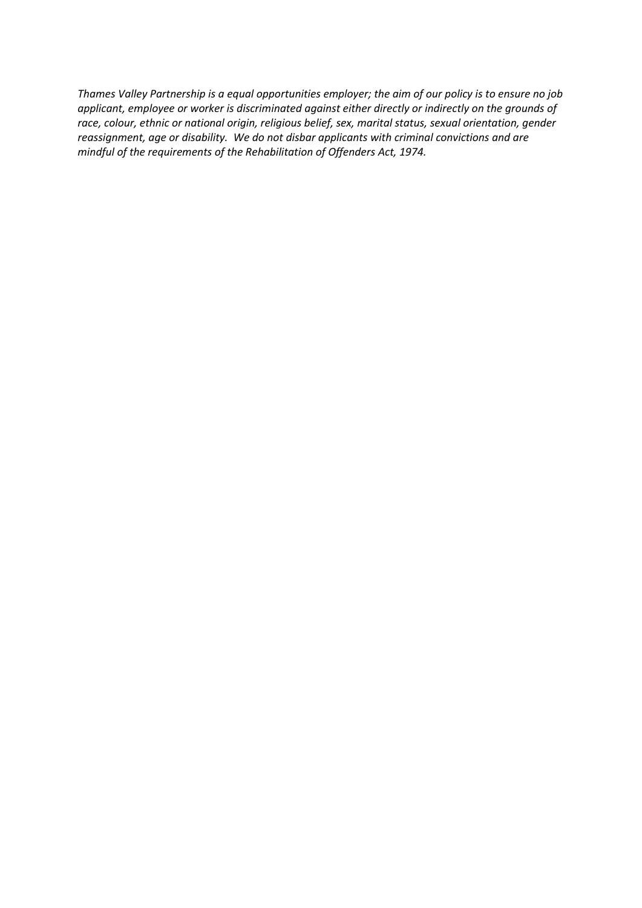*Thames Valley Partnership is a equal opportunities employer; the aim of our policy is to ensure no job applicant, employee or worker is discriminated against either directly or indirectly on the grounds of race, colour, ethnic or national origin, religious belief, sex, marital status, sexual orientation, gender reassignment, age or disability.  We do not disbar applicants with criminal convictions and are mindful of the requirements of the Rehabilitation of Offenders Act, 1974.*